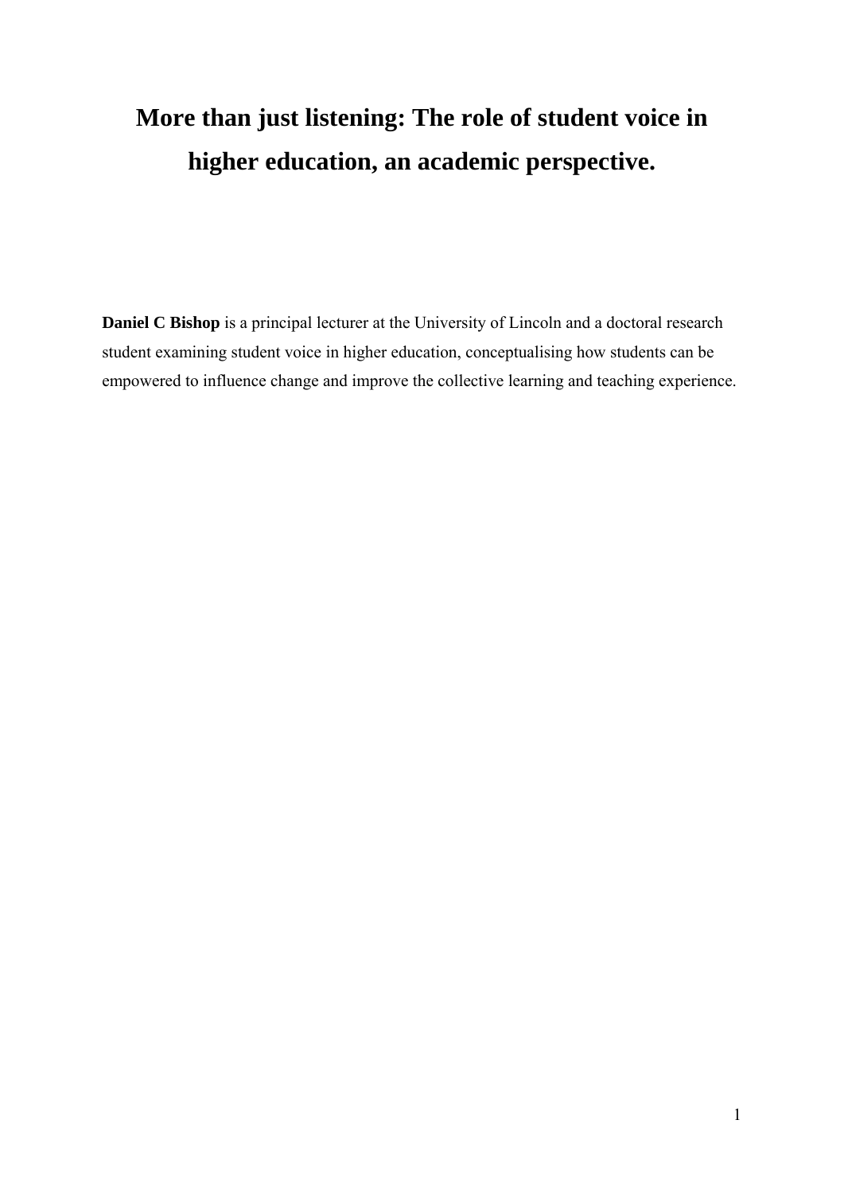# More than just listening: The role of student voice in higher education, an academic perspective.

**Daniel C Bishop** is a principal lecturer at the University of Lincoln and a doctoral research student examining student voice in higher education, conceptualising how students can be empowered to influence change and improve the collective learning and teaching experience.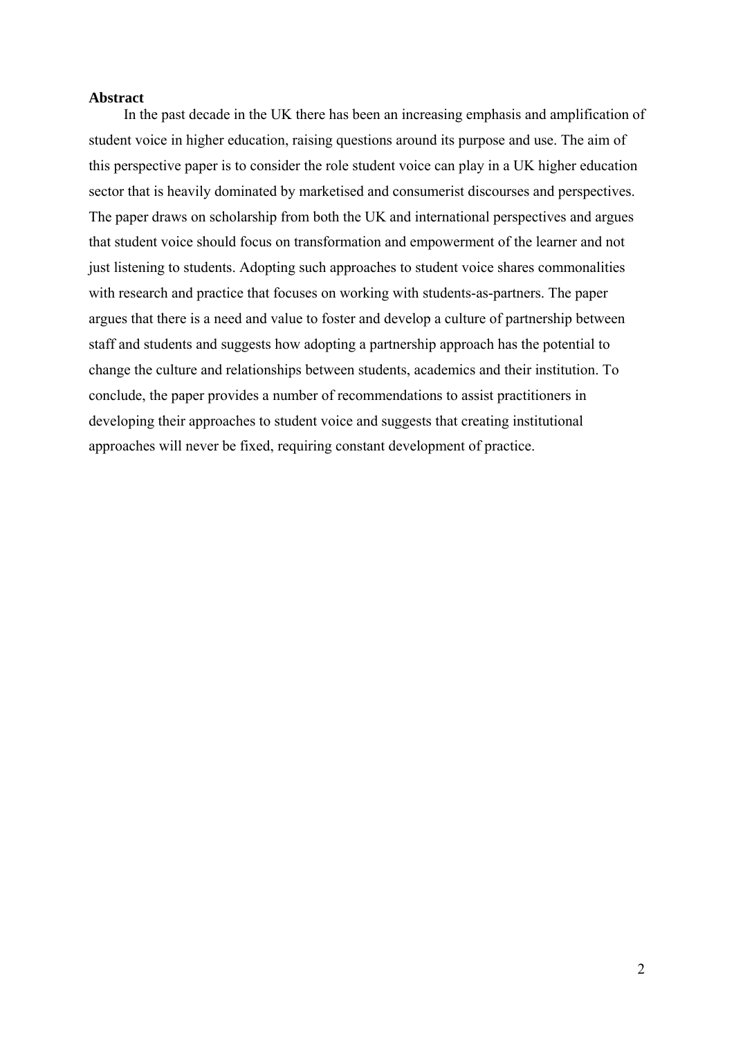**Abstract**

In the past decade in the UK there has been an increasing emphasis and amplification of student voice in higher education, raising questions around its purpose and use. The aim of this perspective paper is to consider the role student voice can play in a UK higher education sector that is heavily dominated by marketised and consumerist discourses and perspectives. The paper draws on scholarship from both the UK and international perspectives and argues that student voice should focus on transformation and empowerment of the learner and not just listening to students. Adopting such approaches to student voice shares commonalities with research and practice that focuses on working with students-as-partners. The paper argues that there is a need and value to foster and develop a culture of partnership between staff and students and suggests how adopting a partnership approach has the potential to change the culture and relationships between students, academics and their institution. To conclude, the paper provides a number of recommendations to assist practitioners in developing their approaches to student voice and suggests that creating institutional approaches will never be fixed, requiring constant development of practice.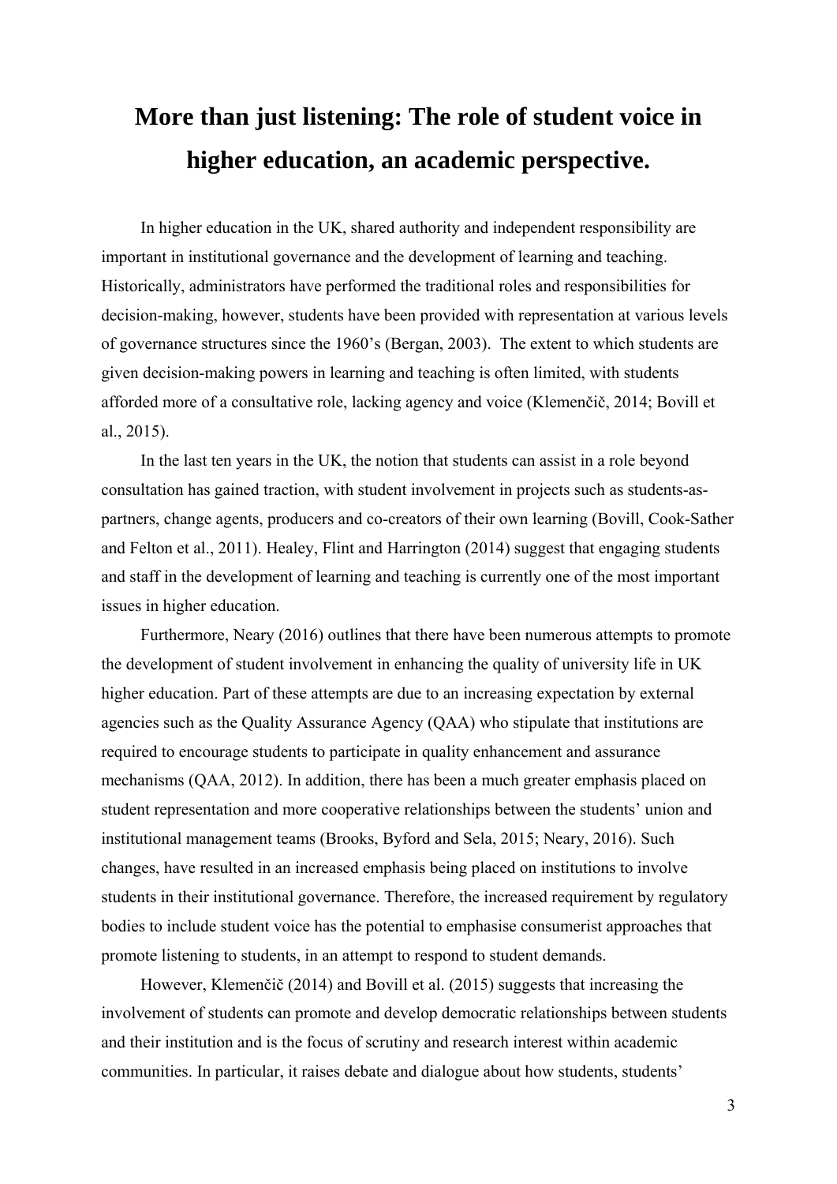# More than just listening: The role of student voice in higher education, an academic perspective.

In higher education in the UK, shared authority and independent responsibility are important in institutional governance and the development of learning and teaching. Historically, administrators have performed the traditional roles and responsibilities for decision-making, however, students have been provided with representation at various levels of governance structures since the 1960's (Bergan, 2003). The extent to which students are given decision-making powers in learning and teaching is often limited, with students afforded more of a consultative role, lacking agency and voice (Klemenčič, 2014; Bovill et al., 2015).

In the last ten years in the UK, the notion that students can assist in a role beyond consultation has gained traction, with student involvement in projects such as students-as-partners, change agents, producers and co-creators of their own learning (Bovill, Cook-Sather and Felton et al., 2011). Healey, Flint and Harrington (2014) suggest that engaging students and staff in the development of learning and teaching is currently one of the most important issues in higher education.

Furthermore, Neary (2016) outlines that there have been numerous attempts to promote the development of student involvement in enhancing the quality of university life in UK higher education. Part of these attempts are due to an increasing expectation by external agencies such as the Quality Assurance Agency (QAA) who stipulate that institutions are required to encourage students to participate in quality enhancement and assurance mechanisms (QAA, 2012). In addition, there has been a much greater emphasis placed on student representation and more cooperative relationships between the students' union and institutional management teams (Brooks, Byford and Sela, 2015; Neary, 2016). Such changes, have resulted in an increased emphasis being placed on institutions to involve students in their institutional governance. Therefore, the increased requirement by regulatory bodies to include student voice has the potential to emphasise consumerist approaches that promote listening to students, in an attempt to respond to student demands.

However, Klemenčič (2014) and Bovill et al. (2015) suggests that increasing the involvement of students can promote and develop democratic relationships between students and their institution and is the focus of scrutiny and research interest within academic communities. In particular, it raises debate and dialogue about how students, students'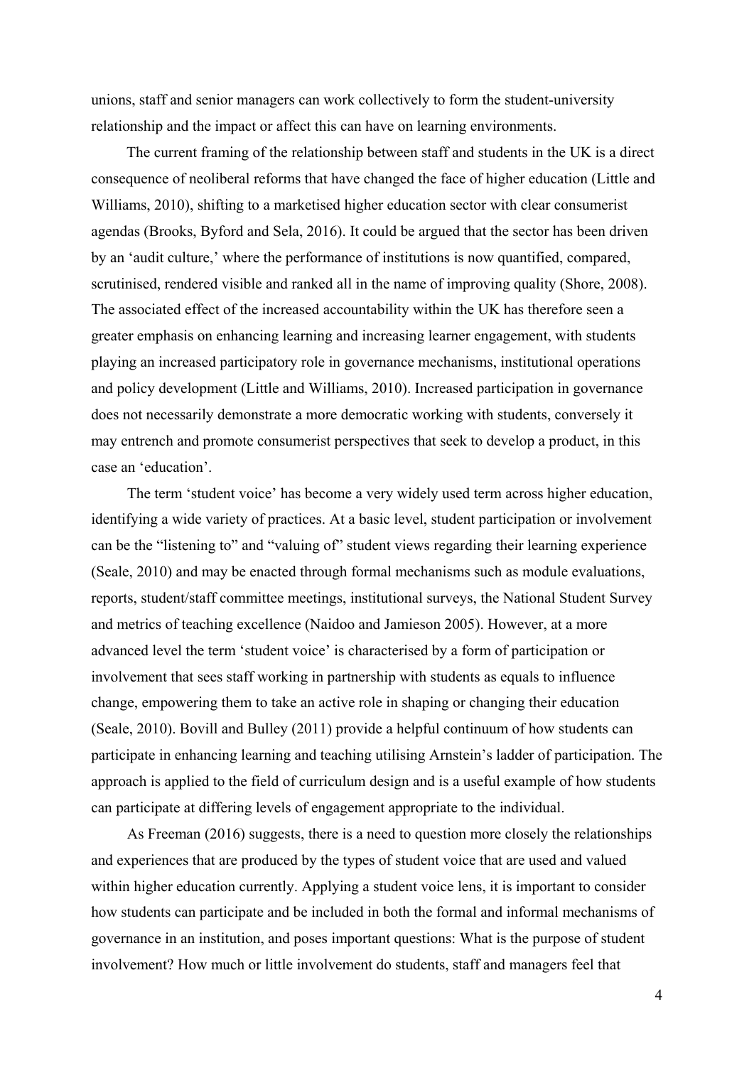unions, staff and senior managers can work collectively to form the student-university relationship and the impact or affect this can have on learning environments.

The current framing of the relationship between staff and students in the UK is a direct consequence of neoliberal reforms that have changed the face of higher education (Little and Williams, 2010), shifting to a marketised higher education sector with clear consumerist agendas (Brooks, Byford and Sela, 2016). It could be argued that the sector has been driven by an 'audit culture,' where the performance of institutions is now quantified, compared, scrutinised, rendered visible and ranked all in the name of improving quality (Shore, 2008). The associated effect of the increased accountability within the UK has therefore seen a greater emphasis on enhancing learning and increasing learner engagement, with students playing an increased participatory role in governance mechanisms, institutional operations and policy development (Little and Williams, 2010). Increased participation in governance does not necessarily demonstrate a more democratic working with students, conversely it may entrench and promote consumerist perspectives that seek to develop a product, in this case an 'education'.

The term 'student voice' has become a very widely used term across higher education, identifying a wide variety of practices. At a basic level, student participation or involvement can be the "listening to" and "valuing of" student views regarding their learning experience (Seale, 2010) and may be enacted through formal mechanisms such as module evaluations, reports, student/staff committee meetings, institutional surveys, the National Student Survey and metrics of teaching excellence (Naidoo and Jamieson 2005). However, at a more advanced level the term 'student voice' is characterised by a form of participation or involvement that sees staff working in partnership with students as equals to influence change, empowering them to take an active role in shaping or changing their education (Seale, 2010). Bovill and Bulley (2011) provide a helpful continuum of how students can participate in enhancing learning and teaching utilising Arnstein's ladder of participation. The approach is applied to the field of curriculum design and is a useful example of how students can participate at differing levels of engagement appropriate to the individual.

As Freeman (2016) suggests, there is a need to question more closely the relationships and experiences that are produced by the types of student voice that are used and valued within higher education currently. Applying a student voice lens, it is important to consider how students can participate and be included in both the formal and informal mechanisms of governance in an institution, and poses important questions: What is the purpose of student involvement? How much or little involvement do students, staff and managers feel that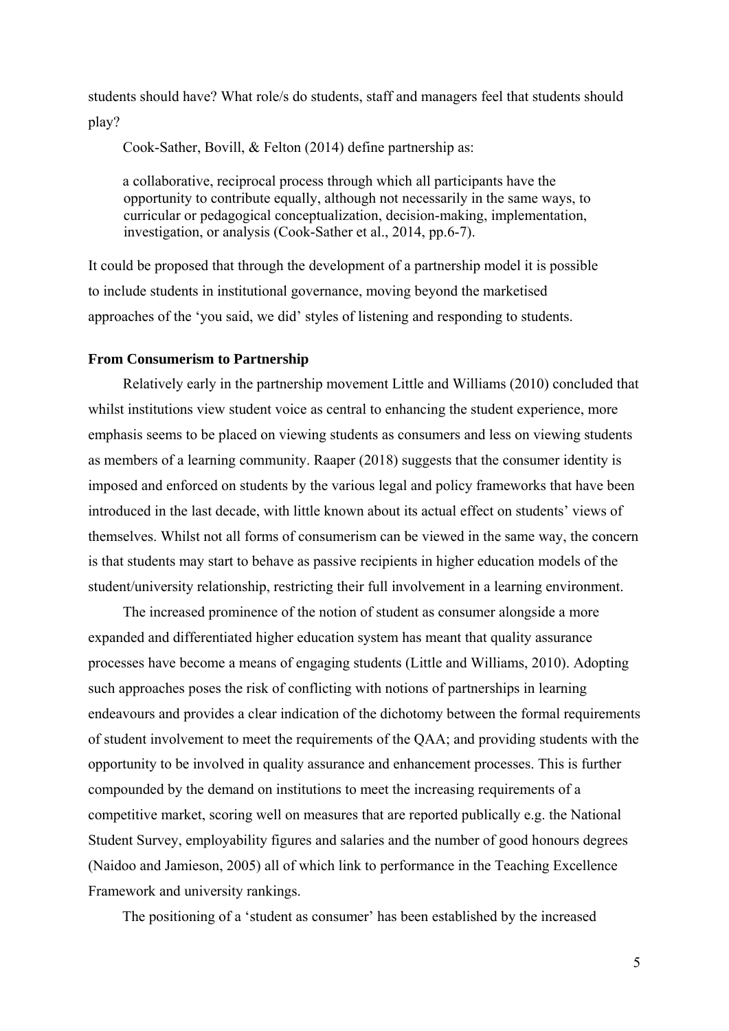students should have? What role/s do students, staff and managers feel that students should play?

Cook-Sather, Bovill, & Felton (2014) define partnership as:

> a collaborative, reciprocal process through which all participants have the opportunity to contribute equally, although not necessarily in the same ways, to curricular or pedagogical conceptualization, decision-making, implementation, investigation, or analysis (Cook-Sather et al., 2014, pp.6-7).

It could be proposed that through the development of a partnership model it is possible to include students in institutional governance, moving beyond the marketised approaches of the 'you said, we did' styles of listening and responding to students.

**From Consumerism to Partnership**

Relatively early in the partnership movement Little and Williams (2010) concluded that whilst institutions view student voice as central to enhancing the student experience, more emphasis seems to be placed on viewing students as consumers and less on viewing students as members of a learning community. Raaper (2018) suggests that the consumer identity is imposed and enforced on students by the various legal and policy frameworks that have been introduced in the last decade, with little known about its actual effect on students' views of themselves. Whilst not all forms of consumerism can be viewed in the same way, the concern is that students may start to behave as passive recipients in higher education models of the student/university relationship, restricting their full involvement in a learning environment.

The increased prominence of the notion of student as consumer alongside a more expanded and differentiated higher education system has meant that quality assurance processes have become a means of engaging students (Little and Williams, 2010). Adopting such approaches poses the risk of conflicting with notions of partnerships in learning endeavours and provides a clear indication of the dichotomy between the formal requirements of student involvement to meet the requirements of the QAA; and providing students with the opportunity to be involved in quality assurance and enhancement processes. This is further compounded by the demand on institutions to meet the increasing requirements of a competitive market, scoring well on measures that are reported publically e.g. the National Student Survey, employability figures and salaries and the number of good honours degrees (Naidoo and Jamieson, 2005) all of which link to performance in the Teaching Excellence Framework and university rankings.

The positioning of a 'student as consumer' has been established by the increased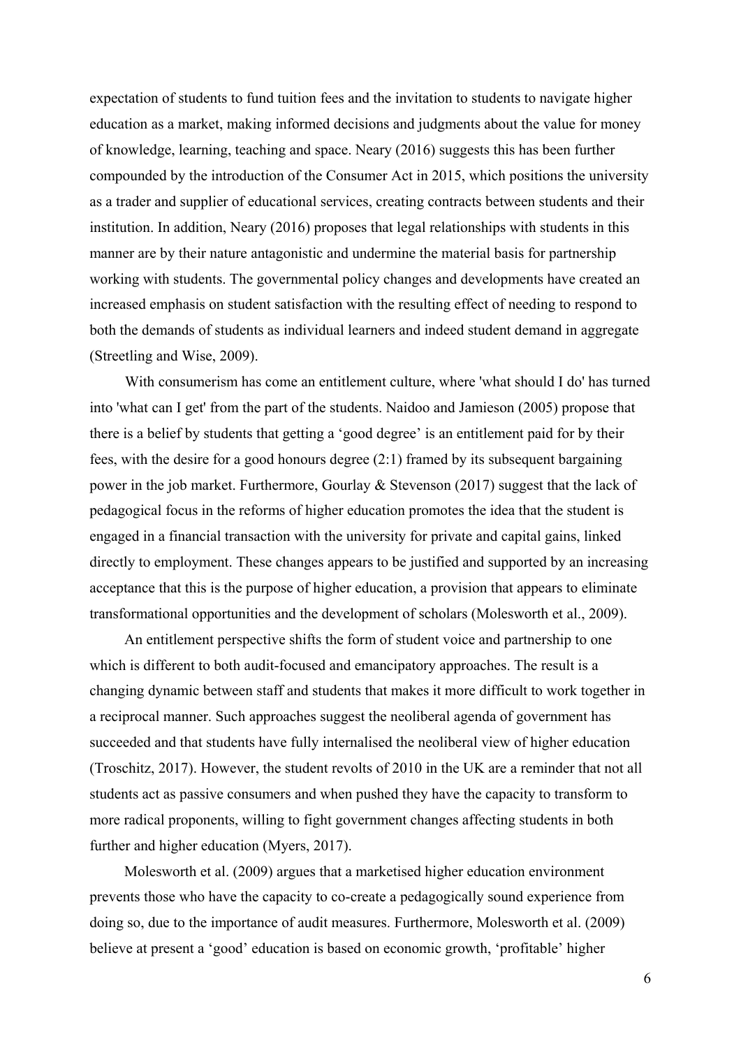expectation of students to fund tuition fees and the invitation to students to navigate higher education as a market, making informed decisions and judgments about the value for money of knowledge, learning, teaching and space. Neary (2016) suggests this has been further compounded by the introduction of the Consumer Act in 2015, which positions the university as a trader and supplier of educational services, creating contracts between students and their institution. In addition, Neary (2016) proposes that legal relationships with students in this manner are by their nature antagonistic and undermine the material basis for partnership working with students. The governmental policy changes and developments have created an increased emphasis on student satisfaction with the resulting effect of needing to respond to both the demands of students as individual learners and indeed student demand in aggregate (Streetling and Wise, 2009).

With consumerism has come an entitlement culture, where 'what should I do' has turned into 'what can I get' from the part of the students. Naidoo and Jamieson (2005) propose that there is a belief by students that getting a ‘good degree’ is an entitlement paid for by their fees, with the desire for a good honours degree (2:1) framed by its subsequent bargaining power in the job market. Furthermore, Gourlay & Stevenson (2017) suggest that the lack of pedagogical focus in the reforms of higher education promotes the idea that the student is engaged in a financial transaction with the university for private and capital gains, linked directly to employment. These changes appears to be justified and supported by an increasing acceptance that this is the purpose of higher education, a provision that appears to eliminate transformational opportunities and the development of scholars (Molesworth et al., 2009).

An entitlement perspective shifts the form of student voice and partnership to one which is different to both audit-focused and emancipatory approaches. The result is a changing dynamic between staff and students that makes it more difficult to work together in a reciprocal manner. Such approaches suggest the neoliberal agenda of government has succeeded and that students have fully internalised the neoliberal view of higher education (Troschitz, 2017). However, the student revolts of 2010 in the UK are a reminder that not all students act as passive consumers and when pushed they have the capacity to transform to more radical proponents, willing to fight government changes affecting students in both further and higher education (Myers, 2017).

Molesworth et al. (2009) argues that a marketised higher education environment prevents those who have the capacity to co-create a pedagogically sound experience from doing so, due to the importance of audit measures. Furthermore, Molesworth et al. (2009) believe at present a ‘good’ education is based on economic growth, ‘profitable’ higher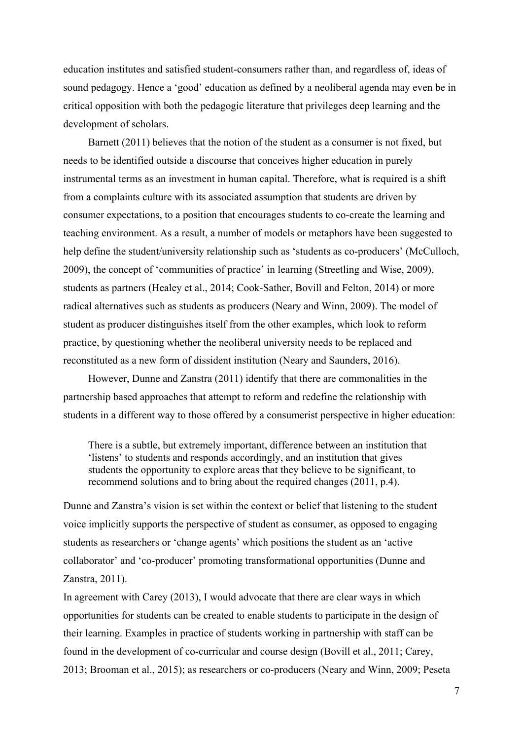education institutes and satisfied student-consumers rather than, and regardless of, ideas of sound pedagogy. Hence a 'good' education as defined by a neoliberal agenda may even be in critical opposition with both the pedagogic literature that privileges deep learning and the development of scholars.

Barnett (2011) believes that the notion of the student as a consumer is not fixed, but needs to be identified outside a discourse that conceives higher education in purely instrumental terms as an investment in human capital. Therefore, what is required is a shift from a complaints culture with its associated assumption that students are driven by consumer expectations, to a position that encourages students to co-create the learning and teaching environment. As a result, a number of models or metaphors have been suggested to help define the student/university relationship such as 'students as co-producers' (McCulloch, 2009), the concept of 'communities of practice' in learning (Streetling and Wise, 2009), students as partners (Healey et al., 2014; Cook-Sather, Bovill and Felton, 2014) or more radical alternatives such as students as producers (Neary and Winn, 2009). The model of student as producer distinguishes itself from the other examples, which look to reform practice, by questioning whether the neoliberal university needs to be replaced and reconstituted as a new form of dissident institution (Neary and Saunders, 2016).

However, Dunne and Zanstra (2011) identify that there are commonalities in the partnership based approaches that attempt to reform and redefine the relationship with students in a different way to those offered by a consumerist perspective in higher education:

> There is a subtle, but extremely important, difference between an institution that 'listens' to students and responds accordingly, and an institution that gives students the opportunity to explore areas that they believe to be significant, to recommend solutions and to bring about the required changes (2011, p.4).

Dunne and Zanstra's vision is set within the context or belief that listening to the student voice implicitly supports the perspective of student as consumer, as opposed to engaging students as researchers or 'change agents' which positions the student as an 'active collaborator' and 'co-producer' promoting transformational opportunities (Dunne and Zanstra, 2011).

In agreement with Carey (2013), I would advocate that there are clear ways in which opportunities for students can be created to enable students to participate in the design of their learning. Examples in practice of students working in partnership with staff can be found in the development of co-curricular and course design (Bovill et al., 2011; Carey, 2013; Brooman et al., 2015); as researchers or co-producers (Neary and Winn, 2009; Peseta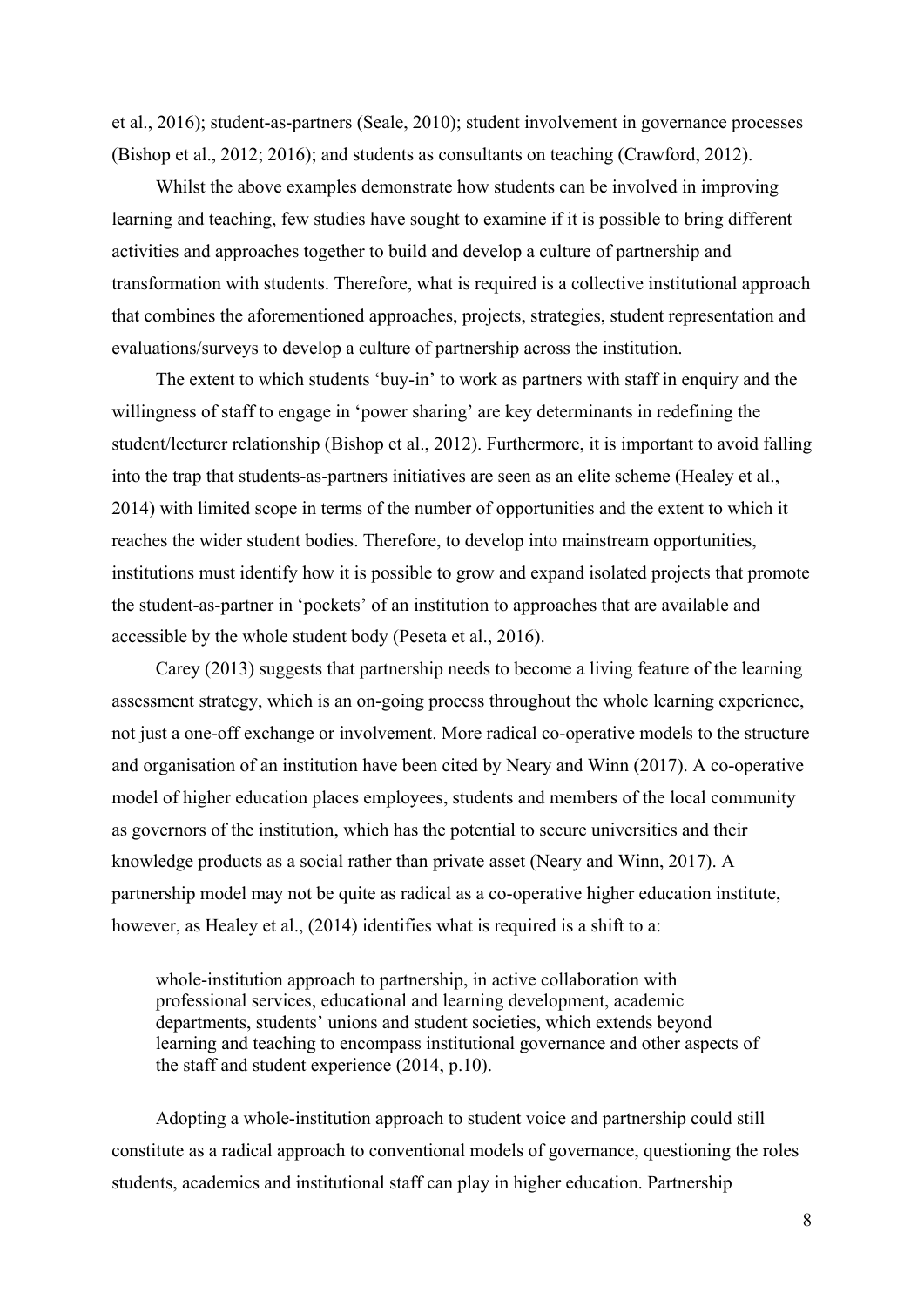et al., 2016); student-as-partners (Seale, 2010); student involvement in governance processes (Bishop et al., 2012; 2016); and students as consultants on teaching (Crawford, 2012).

Whilst the above examples demonstrate how students can be involved in improving learning and teaching, few studies have sought to examine if it is possible to bring different activities and approaches together to build and develop a culture of partnership and transformation with students. Therefore, what is required is a collective institutional approach that combines the aforementioned approaches, projects, strategies, student representation and evaluations/surveys to develop a culture of partnership across the institution.

The extent to which students 'buy-in' to work as partners with staff in enquiry and the willingness of staff to engage in 'power sharing' are key determinants in redefining the student/lecturer relationship (Bishop et al., 2012). Furthermore, it is important to avoid falling into the trap that students-as-partners initiatives are seen as an elite scheme (Healey et al., 2014) with limited scope in terms of the number of opportunities and the extent to which it reaches the wider student bodies. Therefore, to develop into mainstream opportunities, institutions must identify how it is possible to grow and expand isolated projects that promote the student-as-partner in 'pockets' of an institution to approaches that are available and accessible by the whole student body (Peseta et al., 2016).

Carey (2013) suggests that partnership needs to become a living feature of the learning assessment strategy, which is an on-going process throughout the whole learning experience, not just a one-off exchange or involvement. More radical co-operative models to the structure and organisation of an institution have been cited by Neary and Winn (2017). A co-operative model of higher education places employees, students and members of the local community as governors of the institution, which has the potential to secure universities and their knowledge products as a social rather than private asset (Neary and Winn, 2017). A partnership model may not be quite as radical as a co-operative higher education institute, however, as Healey et al., (2014) identifies what is required is a shift to a:

> whole-institution approach to partnership, in active collaboration with professional services, educational and learning development, academic departments, students' unions and student societies, which extends beyond learning and teaching to encompass institutional governance and other aspects of the staff and student experience (2014, p.10).

Adopting a whole-institution approach to student voice and partnership could still constitute as a radical approach to conventional models of governance, questioning the roles students, academics and institutional staff can play in higher education. Partnership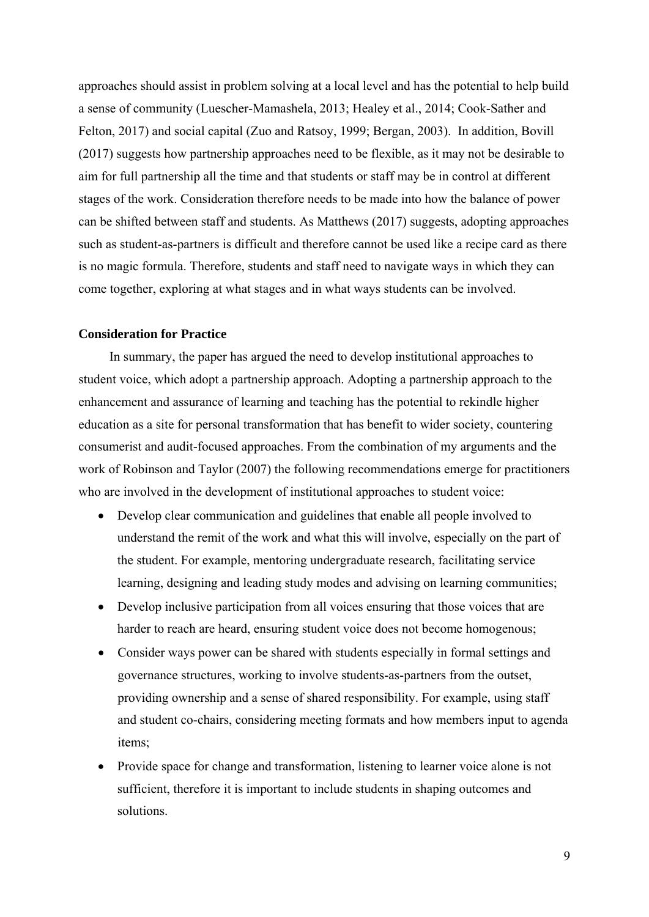approaches should assist in problem solving at a local level and has the potential to help build a sense of community (Luescher-Mamashela, 2013; Healey et al., 2014; Cook-Sather and Felton, 2017) and social capital (Zuo and Ratsoy, 1999; Bergan, 2003). In addition, Bovill (2017) suggests how partnership approaches need to be flexible, as it may not be desirable to aim for full partnership all the time and that students or staff may be in control at different stages of the work. Consideration therefore needs to be made into how the balance of power can be shifted between staff and students. As Matthews (2017) suggests, adopting approaches such as student-as-partners is difficult and therefore cannot be used like a recipe card as there is no magic formula. Therefore, students and staff need to navigate ways in which they can come together, exploring at what stages and in what ways students can be involved.

**Consideration for Practice**

In summary, the paper has argued the need to develop institutional approaches to student voice, which adopt a partnership approach. Adopting a partnership approach to the enhancement and assurance of learning and teaching has the potential to rekindle higher education as a site for personal transformation that has benefit to wider society, countering consumerist and audit-focused approaches. From the combination of my arguments and the work of Robinson and Taylor (2007) the following recommendations emerge for practitioners who are involved in the development of institutional approaches to student voice:

- Develop clear communication and guidelines that enable all people involved to understand the remit of the work and what this will involve, especially on the part of the student. For example, mentoring undergraduate research, facilitating service learning, designing and leading study modes and advising on learning communities;
- Develop inclusive participation from all voices ensuring that those voices that are harder to reach are heard, ensuring student voice does not become homogenous;
- Consider ways power can be shared with students especially in formal settings and governance structures, working to involve students-as-partners from the outset, providing ownership and a sense of shared responsibility. For example, using staff and student co-chairs, considering meeting formats and how members input to agenda items;
- Provide space for change and transformation, listening to learner voice alone is not sufficient, therefore it is important to include students in shaping outcomes and solutions.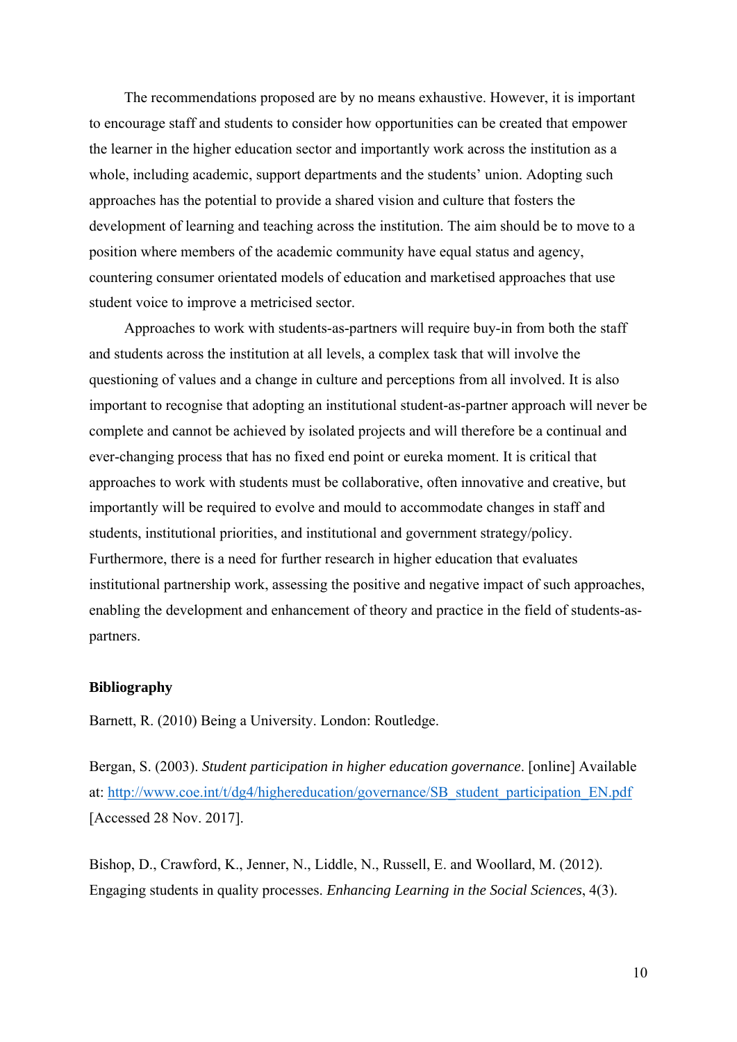The recommendations proposed are by no means exhaustive. However, it is important to encourage staff and students to consider how opportunities can be created that empower the learner in the higher education sector and importantly work across the institution as a whole, including academic, support departments and the students' union. Adopting such approaches has the potential to provide a shared vision and culture that fosters the development of learning and teaching across the institution. The aim should be to move to a position where members of the academic community have equal status and agency, countering consumer orientated models of education and marketised approaches that use student voice to improve a metricised sector.

Approaches to work with students-as-partners will require buy-in from both the staff and students across the institution at all levels, a complex task that will involve the questioning of values and a change in culture and perceptions from all involved. It is also important to recognise that adopting an institutional student-as-partner approach will never be complete and cannot be achieved by isolated projects and will therefore be a continual and ever-changing process that has no fixed end point or eureka moment. It is critical that approaches to work with students must be collaborative, often innovative and creative, but importantly will be required to evolve and mould to accommodate changes in staff and students, institutional priorities, and institutional and government strategy/policy. Furthermore, there is a need for further research in higher education that evaluates institutional partnership work, assessing the positive and negative impact of such approaches, enabling the development and enhancement of theory and practice in the field of students-as-partners.

**Bibliography**

Barnett, R. (2010) Being a University. London: Routledge.

Bergan, S. (2003). *Student participation in higher education governance*. [online] Available at: http://www.coe.int/t/dg4/highereducation/governance/SB_student_participation_EN.pdf [Accessed 28 Nov. 2017].

Bishop, D., Crawford, K., Jenner, N., Liddle, N., Russell, E. and Woollard, M. (2012). Engaging students in quality processes. *Enhancing Learning in the Social Sciences*, 4(3).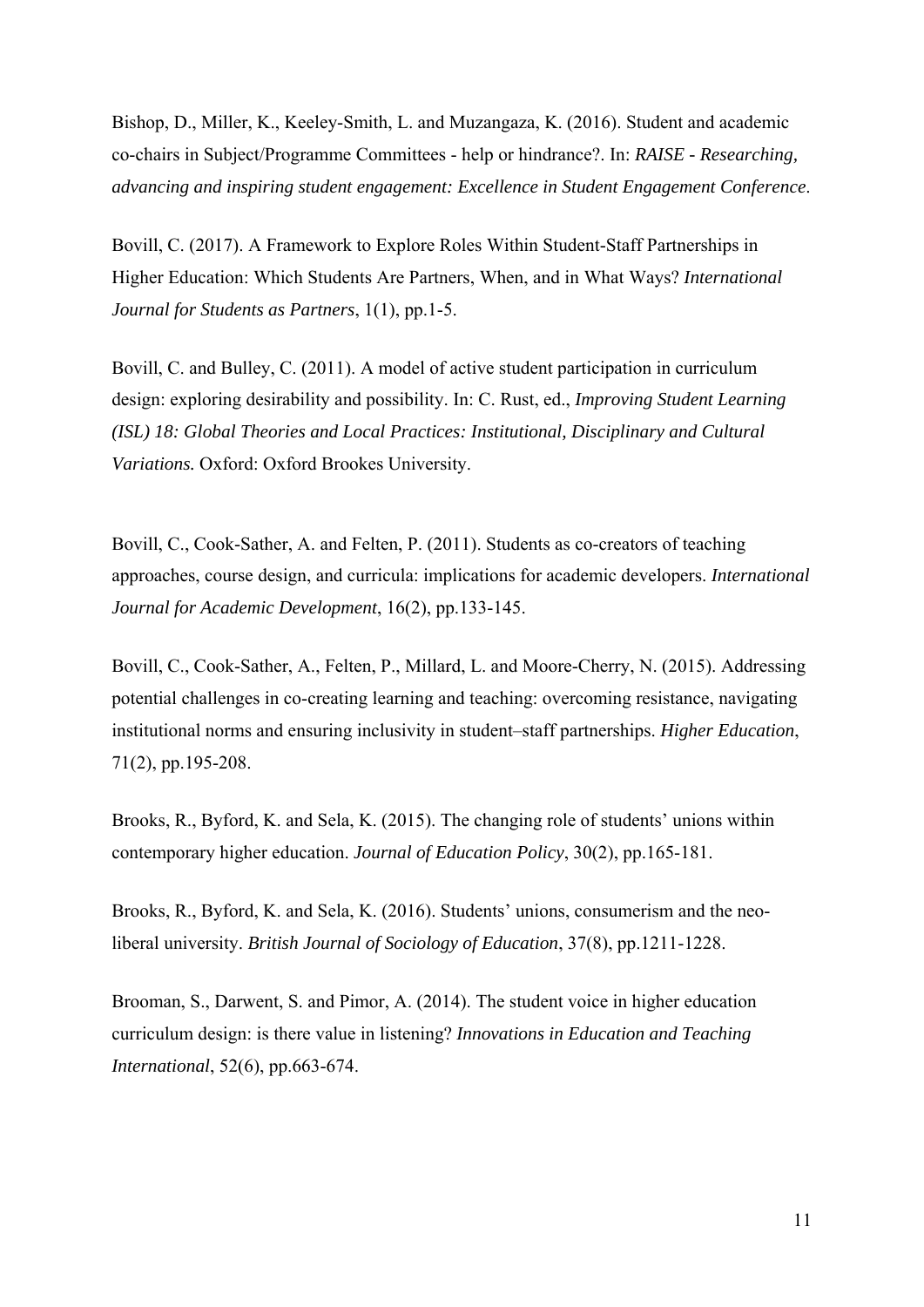Bishop, D., Miller, K., Keeley-Smith, L. and Muzangaza, K. (2016). Student and academic co-chairs in Subject/Programme Committees - help or hindrance?. In: *RAISE - Researching, advancing and inspiring student engagement: Excellence in Student Engagement Conference*.

Bovill, C. (2017). A Framework to Explore Roles Within Student-Staff Partnerships in Higher Education: Which Students Are Partners, When, and in What Ways? *International Journal for Students as Partners*, 1(1), pp.1-5.

Bovill, C. and Bulley, C. (2011). A model of active student participation in curriculum design: exploring desirability and possibility. In: C. Rust, ed., *Improving Student Learning (ISL) 18: Global Theories and Local Practices: Institutional, Disciplinary and Cultural Variations.* Oxford: Oxford Brookes University.

Bovill, C., Cook-Sather, A. and Felten, P. (2011). Students as co-creators of teaching approaches, course design, and curricula: implications for academic developers. *International Journal for Academic Development*, 16(2), pp.133-145.

Bovill, C., Cook-Sather, A., Felten, P., Millard, L. and Moore-Cherry, N. (2015). Addressing potential challenges in co-creating learning and teaching: overcoming resistance, navigating institutional norms and ensuring inclusivity in student–staff partnerships. *Higher Education*, 71(2), pp.195-208.

Brooks, R., Byford, K. and Sela, K. (2015). The changing role of students' unions within contemporary higher education. *Journal of Education Policy*, 30(2), pp.165-181.

Brooks, R., Byford, K. and Sela, K. (2016). Students' unions, consumerism and the neo-liberal university. *British Journal of Sociology of Education*, 37(8), pp.1211-1228.

Brooman, S., Darwent, S. and Pimor, A. (2014). The student voice in higher education curriculum design: is there value in listening? *Innovations in Education and Teaching International*, 52(6), pp.663-674.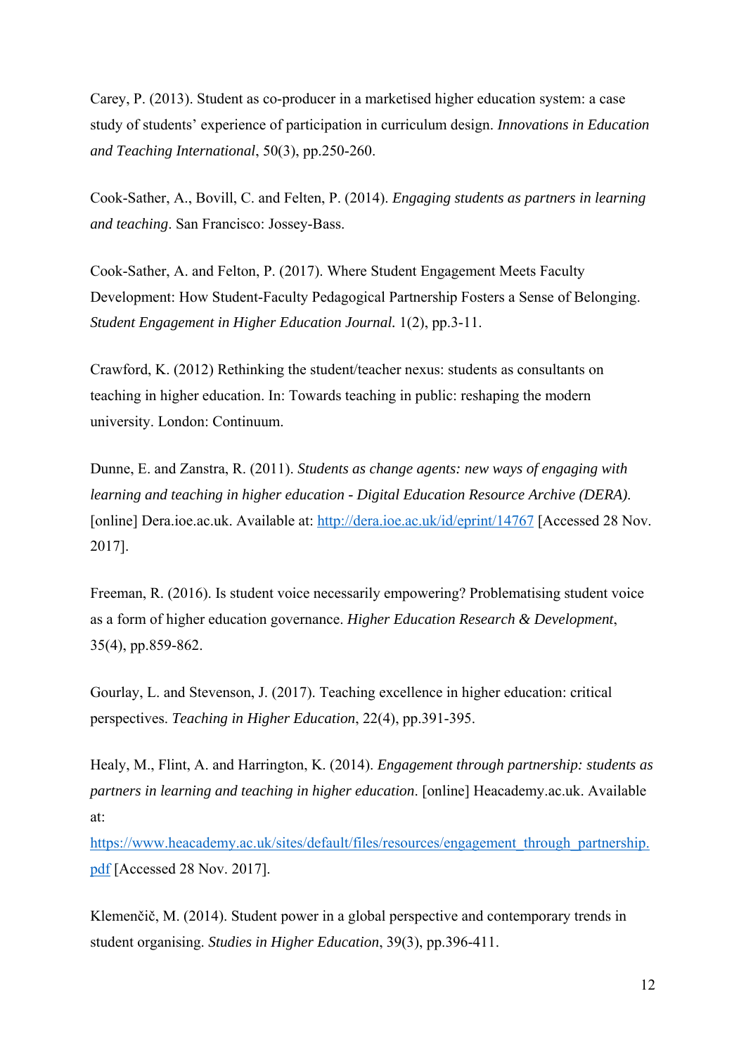Carey, P. (2013). Student as co-producer in a marketised higher education system: a case study of students' experience of participation in curriculum design. *Innovations in Education and Teaching International*, 50(3), pp.250-260.

Cook-Sather, A., Bovill, C. and Felten, P. (2014). *Engaging students as partners in learning and teaching*. San Francisco: Jossey-Bass.

Cook-Sather, A. and Felton, P. (2017). Where Student Engagement Meets Faculty Development: How Student-Faculty Pedagogical Partnership Fosters a Sense of Belonging. *Student Engagement in Higher Education Journal.* 1(2), pp.3-11.

Crawford, K. (2012) Rethinking the student/teacher nexus: students as consultants on teaching in higher education. In: Towards teaching in public: reshaping the modern university. London: Continuum.

Dunne, E. and Zanstra, R. (2011). *Students as change agents: new ways of engaging with learning and teaching in higher education - Digital Education Resource Archive (DERA).* [online] Dera.ioe.ac.uk. Available at: [http://dera.ioe.ac.uk/id/eprint/14767](http://dera.ioe.ac.uk/id/eprint/14767) [Accessed 28 Nov. 2017].

Freeman, R. (2016). Is student voice necessarily empowering? Problematising student voice as a form of higher education governance. *Higher Education Research & Development*, 35(4), pp.859-862.

Gourlay, L. and Stevenson, J. (2017). Teaching excellence in higher education: critical perspectives. *Teaching in Higher Education*, 22(4), pp.391-395.

Healy, M., Flint, A. and Harrington, K. (2014). *Engagement through partnership: students as partners in learning and teaching in higher education*. [online] Heacademy.ac.uk. Available at:
[https://www.heacademy.ac.uk/sites/default/files/resources/engagement_through_partnership.pdf](https://www.heacademy.ac.uk/sites/default/files/resources/engagement_through_partnership.pdf) [Accessed 28 Nov. 2017].

Klemenčič, M. (2014). Student power in a global perspective and contemporary trends in student organising. *Studies in Higher Education*, 39(3), pp.396-411.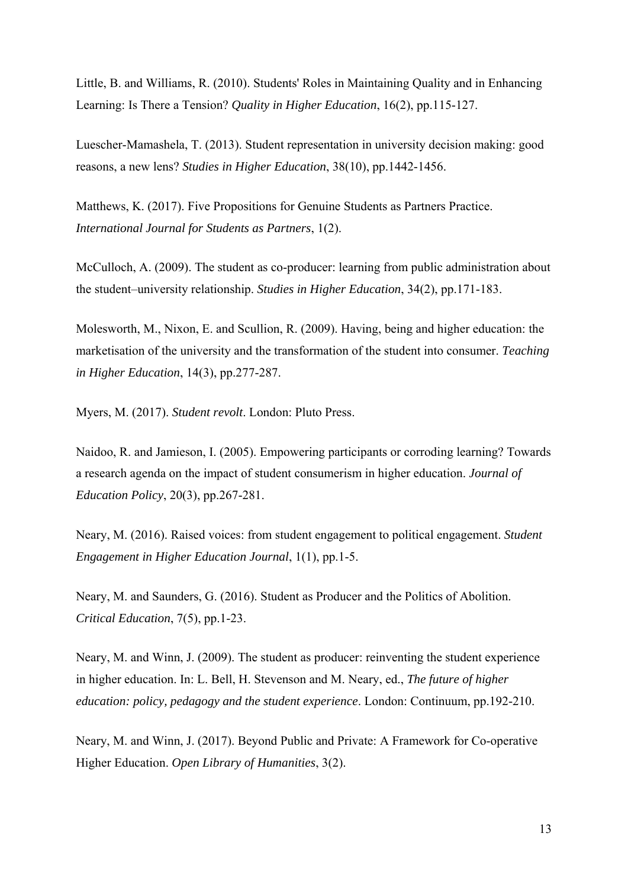Little, B. and Williams, R. (2010). Students' Roles in Maintaining Quality and in Enhancing Learning: Is There a Tension? *Quality in Higher Education*, 16(2), pp.115-127.

Luescher-Mamashela, T. (2013). Student representation in university decision making: good reasons, a new lens? *Studies in Higher Education*, 38(10), pp.1442-1456.

Matthews, K. (2017). Five Propositions for Genuine Students as Partners Practice. *International Journal for Students as Partners*, 1(2).

McCulloch, A. (2009). The student as co-producer: learning from public administration about the student–university relationship. *Studies in Higher Education*, 34(2), pp.171-183.

Molesworth, M., Nixon, E. and Scullion, R. (2009). Having, being and higher education: the marketisation of the university and the transformation of the student into consumer. *Teaching in Higher Education*, 14(3), pp.277-287.

Myers, M. (2017). *Student revolt*. London: Pluto Press.

Naidoo, R. and Jamieson, I. (2005). Empowering participants or corroding learning? Towards a research agenda on the impact of student consumerism in higher education. *Journal of Education Policy*, 20(3), pp.267-281.

Neary, M. (2016). Raised voices: from student engagement to political engagement. *Student Engagement in Higher Education Journal*, 1(1), pp.1-5.

Neary, M. and Saunders, G. (2016). Student as Producer and the Politics of Abolition. *Critical Education*, 7(5), pp.1-23.

Neary, M. and Winn, J. (2009). The student as producer: reinventing the student experience in higher education. In: L. Bell, H. Stevenson and M. Neary, ed., *The future of higher education: policy, pedagogy and the student experience*. London: Continuum, pp.192-210.

Neary, M. and Winn, J. (2017). Beyond Public and Private: A Framework for Co-operative Higher Education. *Open Library of Humanities*, 3(2).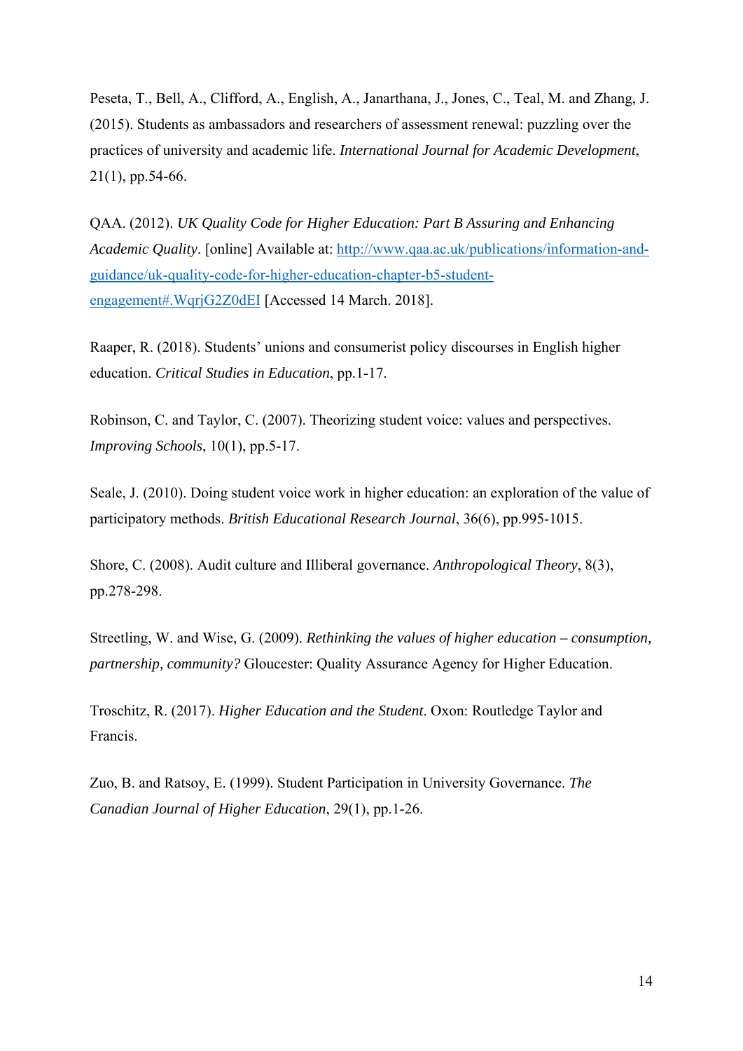Peseta, T., Bell, A., Clifford, A., English, A., Janarthana, J., Jones, C., Teal, M. and Zhang, J. (2015). Students as ambassadors and researchers of assessment renewal: puzzling over the practices of university and academic life. *International Journal for Academic Development*, 21(1), pp.54-66.

QAA. (2012). *UK Quality Code for Higher Education: Part B Assuring and Enhancing Academic Quality*. [online] Available at: [http://www.qaa.ac.uk/publications/information-and-guidance/uk-quality-code-for-higher-education-chapter-b5-student-engagement#.WqrjG2Z0dEI](http://www.qaa.ac.uk/publications/information-and-guidance/uk-quality-code-for-higher-education-chapter-b5-student-engagement#.WqrjG2Z0dEI) [Accessed 14 March. 2018].

Raaper, R. (2018). Students' unions and consumerist policy discourses in English higher education. *Critical Studies in Education*, pp.1-17.

Robinson, C. and Taylor, C. (2007). Theorizing student voice: values and perspectives. *Improving Schools*, 10(1), pp.5-17.

Seale, J. (2010). Doing student voice work in higher education: an exploration of the value of participatory methods. *British Educational Research Journal*, 36(6), pp.995-1015.

Shore, C. (2008). Audit culture and Illiberal governance. *Anthropological Theory*, 8(3), pp.278-298.

Streetling, W. and Wise, G. (2009). *Rethinking the values of higher education – consumption, partnership, community?* Gloucester: Quality Assurance Agency for Higher Education.

Troschitz, R. (2017). *Higher Education and the Student*. Oxon: Routledge Taylor and Francis.

Zuo, B. and Ratsoy, E. (1999). Student Participation in University Governance. *The Canadian Journal of Higher Education*, 29(1), pp.1-26.